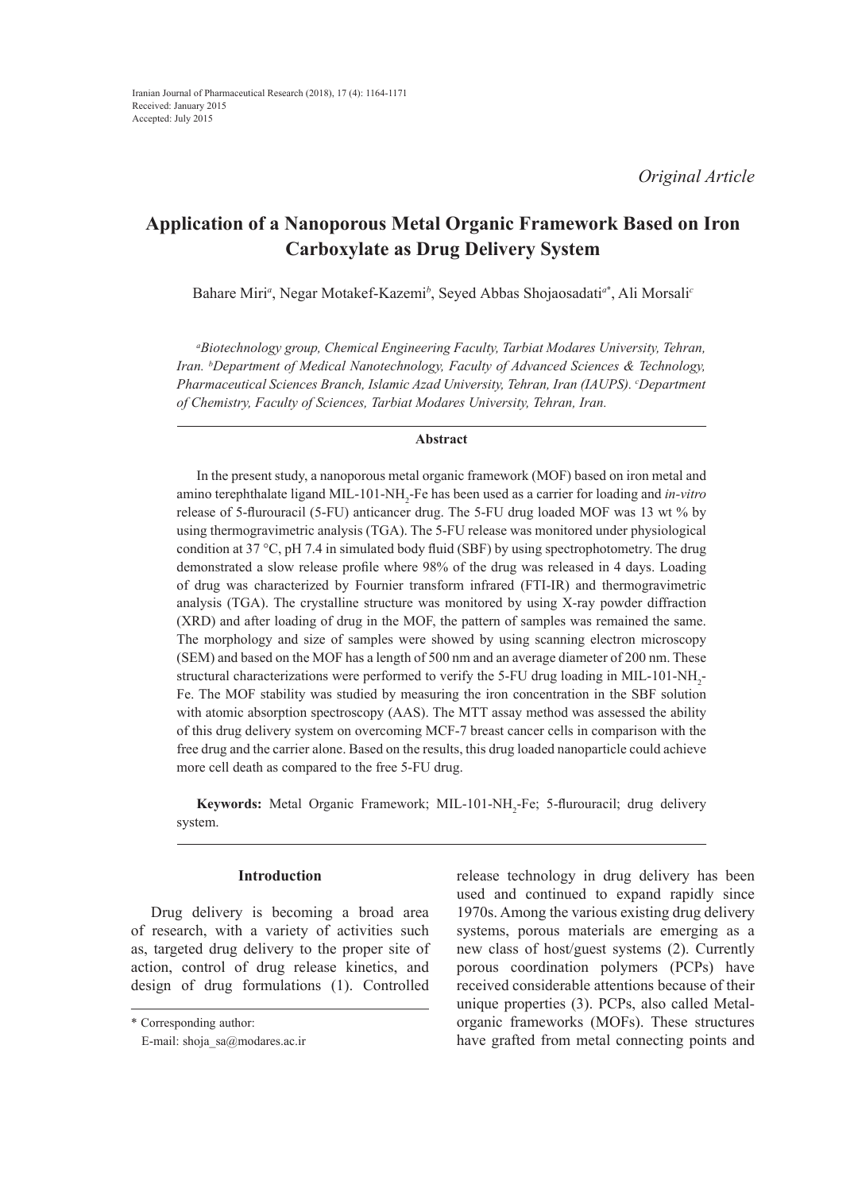Iranian Journal of Pharmaceutical Research (2018), 17 (4): 1164-1171
Received: January 2015
Accepted: July 2015

*Original Article*

# Application of a Nanoporous Metal Organic Framework Based on Iron Carboxylate as Drug Delivery System

Bahare Miri[a], Negar Motakef-Kazemi[b], Seyed Abbas Shojaosadati[a*], Ali Morsali[c]

*[a]Biotechnology group, Chemical Engineering Faculty, Tarbiat Modares University, Tehran, Iran. [b]Department of Medical Nanotechnology, Faculty of Advanced Sciences & Technology, Pharmaceutical Sciences Branch, Islamic Azad University, Tehran, Iran (IAUPS). [c]Department of Chemistry, Faculty of Sciences, Tarbiat Modares University, Tehran, Iran.*

## Abstract

In the present study, a nanoporous metal organic framework (MOF) based on iron metal and amino terephthalate ligand MIL-101-$NH_2$-Fe has been used as a carrier for loading and *in-vitro* release of 5-flurouracil (5-FU) anticancer drug. The 5-FU drug loaded MOF was 13 wt % by using thermogravimetric analysis (TGA). The 5-FU release was monitored under physiological condition at 37 °C, pH 7.4 in simulated body fluid (SBF) by using spectrophotometry. The drug demonstrated a slow release profile where 98% of the drug was released in 4 days. Loading of drug was characterized by Fournier transform infrared (FTI-IR) and thermogravimetric analysis (TGA). The crystalline structure was monitored by using X-ray powder diffraction (XRD) and after loading of drug in the MOF, the pattern of samples was remained the same. The morphology and size of samples were showed by using scanning electron microscopy (SEM) and based on the MOF has a length of 500 nm and an average diameter of 200 nm. These structural characterizations were performed to verify the 5-FU drug loading in MIL-101-$NH_2$-Fe. The MOF stability was studied by measuring the iron concentration in the SBF solution with atomic absorption spectroscopy (AAS). The MTT assay method was assessed the ability of this drug delivery system on overcoming MCF-7 breast cancer cells in comparison with the free drug and the carrier alone. Based on the results, this drug loaded nanoparticle could achieve more cell death as compared to the free 5-FU drug.

**Keywords:** Metal Organic Framework; MIL-101-$NH_2$-Fe; 5-flurouracil; drug delivery system.

## Introduction

Drug delivery is becoming a broad area of research, with a variety of activities such as, targeted drug delivery to the proper site of action, control of drug release kinetics, and design of drug formulations (1). Controlled release technology in drug delivery has been used and continued to expand rapidly since 1970s. Among the various existing drug delivery systems, porous materials are emerging as a new class of host/guest systems (2). Currently porous coordination polymers (PCPs) have received considerable attentions because of their unique properties (3). PCPs, also called Metal-organic frameworks (MOFs). These structures have grafted from metal connecting points and

\* Corresponding author:
E-mail: shoja_sa@modares.ac.ir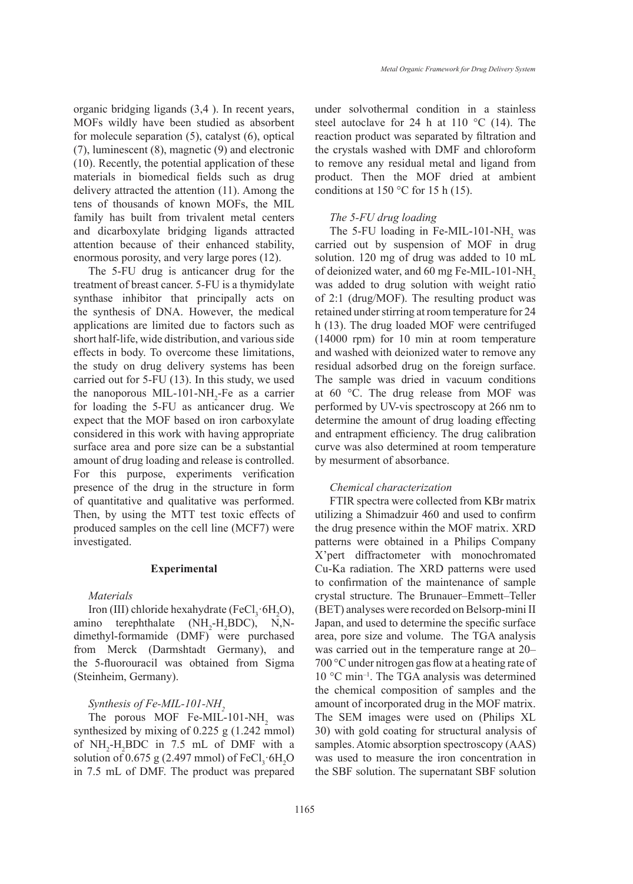organic bridging ligands (3,4 ). In recent years, MOFs wildly have been studied as absorbent for molecule separation (5), catalyst (6), optical (7), luminescent (8), magnetic (9) and electronic (10). Recently, the potential application of these materials in biomedical fields such as drug delivery attracted the attention (11). Among the tens of thousands of known MOFs, the MIL family has built from trivalent metal centers and dicarboxylate bridging ligands attracted attention because of their enhanced stability, enormous porosity, and very large pores (12).

The 5-FU drug is anticancer drug for the treatment of breast cancer. 5-FU is a thymidylate synthase inhibitor that principally acts on the synthesis of DNA. However, the medical applications are limited due to factors such as short half-life, wide distribution, and various side effects in body. To overcome these limitations, the study on drug delivery systems has been carried out for 5-FU (13). In this study, we used the nanoporous MIL-101-$NH_2$-Fe as a carrier for loading the 5-FU as anticancer drug. We expect that the MOF based on iron carboxylate considered in this work with having appropriate surface area and pore size can be a substantial amount of drug loading and release is controlled. For this purpose, experiments verification presence of the drug in the structure in form of quantitative and qualitative was performed. Then, by using the MTT test toxic effects of produced samples on the cell line (MCF7) were investigated.

## Experimental

### *Materials*

Iron (III) chloride hexahydrate ($FeCl_3 \cdot 6H_2O$), amino terephthalate ($NH_2$-$H_2$BDC), N,N-dimethyl-formamide (DMF) were purchased from Merck (Darmshtadt Germany), and the 5-fluorouracil was obtained from Sigma (Steinheim, Germany).

### *Synthesis of Fe-MIL-101-$NH_2$*

The porous MOF Fe-MIL-101-$NH_2$ was synthesized by mixing of 0.225 g (1.242 mmol) of $NH_2$-$H_2$BDC in 7.5 mL of DMF with a solution of 0.675 g (2.497 mmol) of $FeCl_3 \cdot 6H_2O$ in 7.5 mL of DMF. The product was prepared under solvothermal condition in a stainless steel autoclave for 24 h at 110 °C (14). The reaction product was separated by filtration and the crystals washed with DMF and chloroform to remove any residual metal and ligand from product. Then the MOF dried at ambient conditions at 150 °C for 15 h (15).

### *The 5-FU drug loading*

The 5-FU loading in Fe-MIL-101-$NH_2$ was carried out by suspension of MOF in drug solution. 120 mg of drug was added to 10 mL of deionized water, and 60 mg Fe-MIL-101-$NH_2$ was added to drug solution with weight ratio of 2:1 (drug/MOF). The resulting product was retained under stirring at room temperature for 24 h (13). The drug loaded MOF were centrifuged (14000 rpm) for 10 min at room temperature and washed with deionized water to remove any residual adsorbed drug on the foreign surface. The sample was dried in vacuum conditions at 60 °C. The drug release from MOF was performed by UV-vis spectroscopy at 266 nm to determine the amount of drug loading effecting and entrapment efficiency. The drug calibration curve was also determined at room temperature by mesurment of absorbance.

### *Chemical characterization*

FTIR spectra were collected from KBr matrix utilizing a Shimadzuir 460 and used to confirm the drug presence within the MOF matrix. XRD patterns were obtained in a Philips Company X'pert diffractometer with monochromated Cu-Ka radiation. The XRD patterns were used to confirmation of the maintenance of sample crystal structure. The Brunauer–Emmett–Teller (BET) analyses were recorded on Belsorp-mini II Japan, and used to determine the specific surface area, pore size and volume. The TGA analysis was carried out in the temperature range at 20–700 °C under nitrogen gas flow at a heating rate of 10 °C $min^{-1}$. The TGA analysis was determined the chemical composition of samples and the amount of incorporated drug in the MOF matrix. The SEM images were used on (Philips XL 30) with gold coating for structural analysis of samples. Atomic absorption spectroscopy (AAS) was used to measure the iron concentration in the SBF solution. The supernatant SBF solution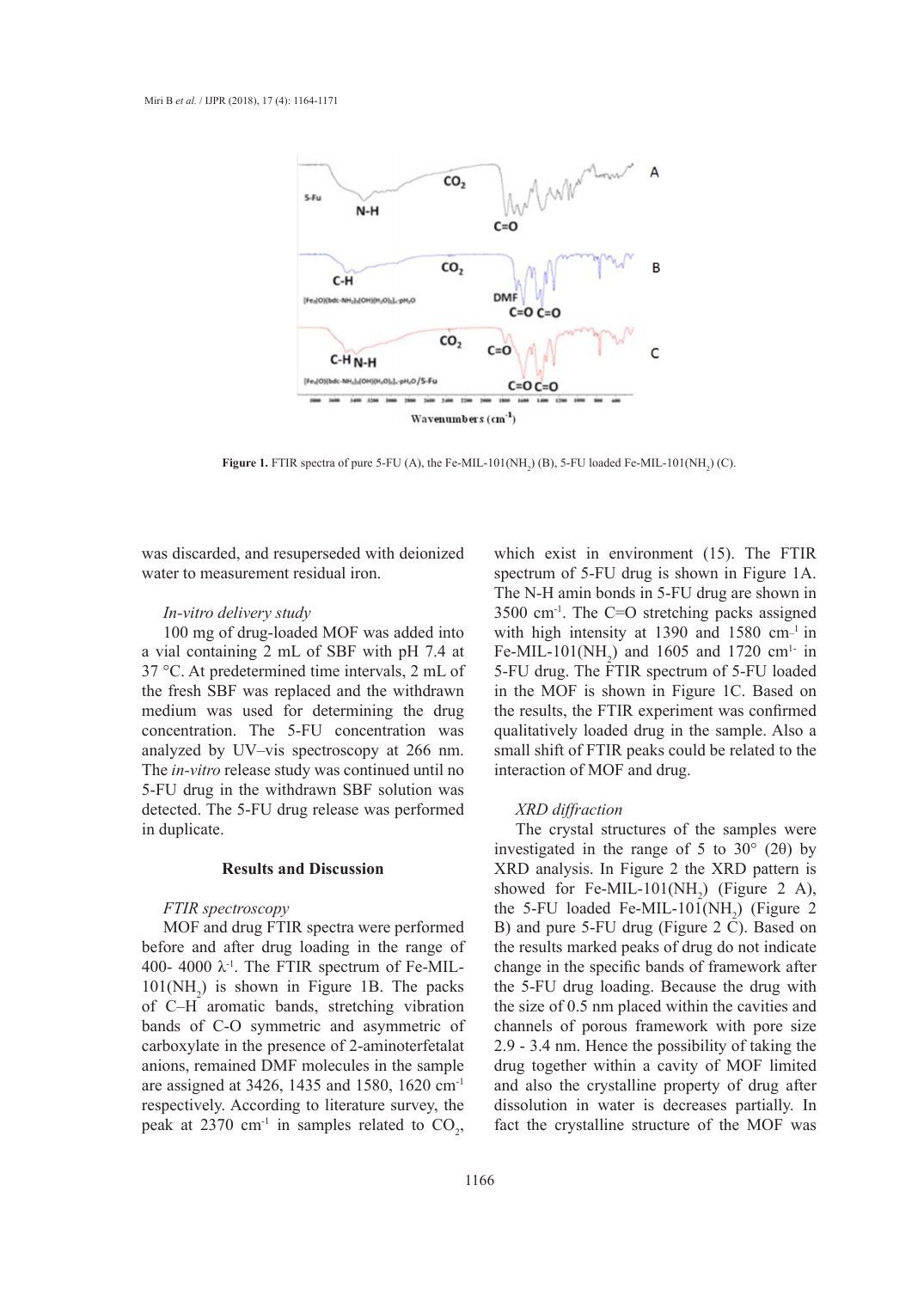**Figure 1.** FTIR spectra of pure 5-FU (A), the Fe-MIL-101($NH_2$) (B), 5-FU loaded Fe-MIL-101($NH_2$) (C).

was discarded, and resuperseded with deionized water to measurement residual iron.

*In-vitro delivery study*

100 mg of drug-loaded MOF was added into a vial containing 2 mL of SBF with pH 7.4 at 37 °C. At predetermined time intervals, 2 mL of the fresh SBF was replaced and the withdrawn medium was used for determining the drug concentration. The 5-FU concentration was analyzed by UV–vis spectroscopy at 266 nm. The *in-vitro* release study was continued until no 5-FU drug in the withdrawn SBF solution was detected. The 5-FU drug release was performed in duplicate.

## Results and Discussion

*FTIR spectroscopy*

MOF and drug FTIR spectra were performed before and after drug loading in the range of 400- 4000 $\lambda^{-1}$. The FTIR spectrum of Fe-MIL-101($NH_2$) is shown in Figure 1B. The packs of C–H aromatic bands, stretching vibration bands of C-O symmetric and asymmetric of carboxylate in the presence of 2-aminoterfetalat anions, remained DMF molecules in the sample are assigned at 3426, 1435 and 1580, 1620 $cm^{-1}$ respectively. According to literature survey, the peak at 2370 $cm^{-1}$ in samples related to $CO_2$, which exist in environment (15). The FTIR spectrum of 5-FU drug is shown in Figure 1A. The N-H amin bonds in 5-FU drug are shown in 3500 $cm^{-1}$. The C=O stretching packs assigned with high intensity at 1390 and 1580 $cm^{-1}$ in Fe-MIL-101($NH_2$) and 1605 and 1720 $cm^{1-}$ in 5-FU drug. The FTIR spectrum of 5-FU loaded in the MOF is shown in Figure 1C. Based on the results, the FTIR experiment was confirmed qualitatively loaded drug in the sample. Also a small shift of FTIR peaks could be related to the interaction of MOF and drug.

*XRD diffraction*

The crystal structures of the samples were investigated in the range of 5 to 30° (2θ) by XRD analysis. In Figure 2 the XRD pattern is showed for Fe-MIL-101($NH_2$) (Figure 2 A), the 5-FU loaded Fe-MIL-101($NH_2$) (Figure 2 B) and pure 5-FU drug (Figure 2 C). Based on the results marked peaks of drug do not indicate change in the specific bands of framework after the 5-FU drug loading. Because the drug with the size of 0.5 nm placed within the cavities and channels of porous framework with pore size 2.9 - 3.4 nm. Hence the possibility of taking the drug together within a cavity of MOF limited and also the crystalline property of drug after dissolution in water is decreases partially. In fact the crystalline structure of the MOF was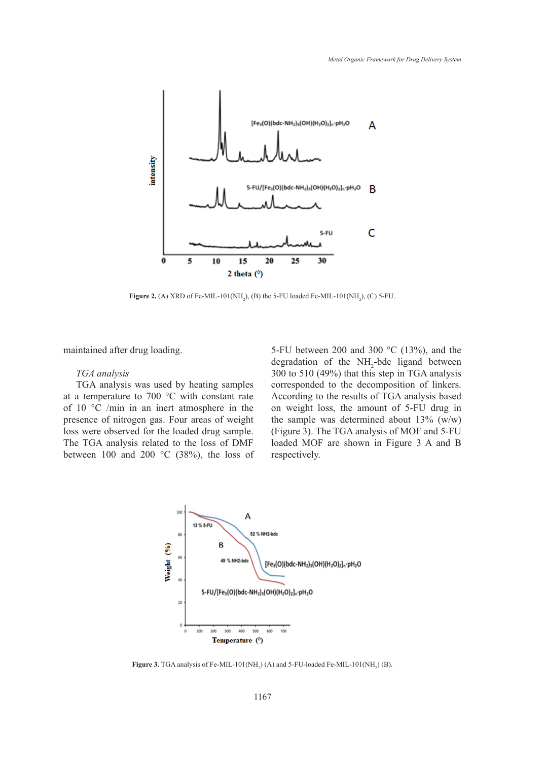Figure 2. (A) XRD of Fe-MIL-101($NH_2$), (B) the 5-FU loaded Fe-MIL-101($NH_2$), (C) 5-FU.

maintained after drug loading.

*TGA analysis*

TGA analysis was used by heating samples at a temperature to 700 °C with constant rate of 10 °C /min in an inert atmosphere in the presence of nitrogen gas. Four areas of weight loss were observed for the loaded drug sample. The TGA analysis related to the loss of DMF between 100 and 200 °C (38%), the loss of 5-FU between 200 and 300 °C (13%), and the degradation of the $NH_2$-bdc ligand between 300 to 510 (49%) that this step in TGA analysis corresponded to the decomposition of linkers. According to the results of TGA analysis based on weight loss, the amount of 5-FU drug in the sample was determined about 13% (w/w) (Figure 3). The TGA analysis of MOF and 5-FU loaded MOF are shown in Figure 3 A and B respectively.

Figure 3. TGA analysis of Fe-MIL-101($NH_2$) (A) and 5-FU-loaded Fe-MIL-101($NH_2$) (B).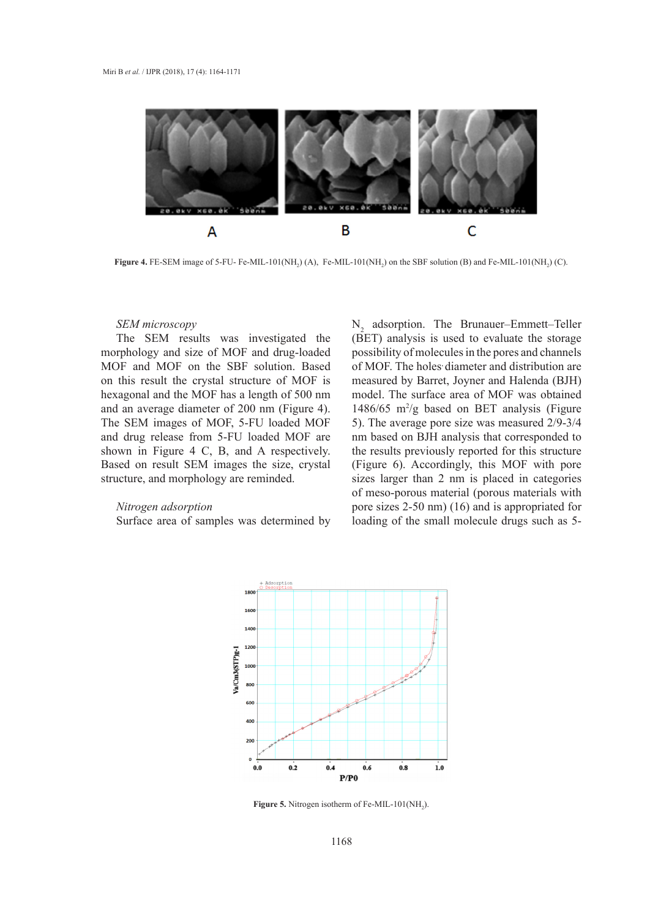**Figure 4.** FE-SEM image of 5-FU- Fe-MIL-101($NH_2$) (A), Fe-MIL-101($NH_2$) on the SBF solution (B) and Fe-MIL-101($NH_2$) (C).

*SEM microscopy*

The SEM results was investigated the morphology and size of MOF and drug-loaded MOF and MOF on the SBF solution. Based on this result the crystal structure of MOF is hexagonal and the MOF has a length of 500 nm and an average diameter of 200 nm (Figure 4). The SEM images of MOF, 5-FU loaded MOF and drug release from 5-FU loaded MOF are shown in Figure 4 C, B, and A respectively. Based on result SEM images the size, crystal structure, and morphology are reminded.

*Nitrogen adsorption*

Surface area of samples was determined by $N_2$ adsorption. The Brunauer–Emmett–Teller (BET) analysis is used to evaluate the storage possibility of molecules in the pores and channels of MOF. The holes' diameter and distribution are measured by Barret, Joyner and Halenda (BJH) model. The surface area of MOF was obtained 1486/65 $m^2/g$ based on BET analysis (Figure 5). The average pore size was measured 2/9-3/4 nm based on BJH analysis that corresponded to the results previously reported for this structure (Figure 6). Accordingly, this MOF with pore sizes larger than 2 nm is placed in categories of meso-porous material (porous materials with pore sizes 2-50 nm) (16) and is appropriated for loading of the small molecule drugs such as 5-

**Figure 5.** Nitrogen isotherm of Fe-MIL-101($NH_2$).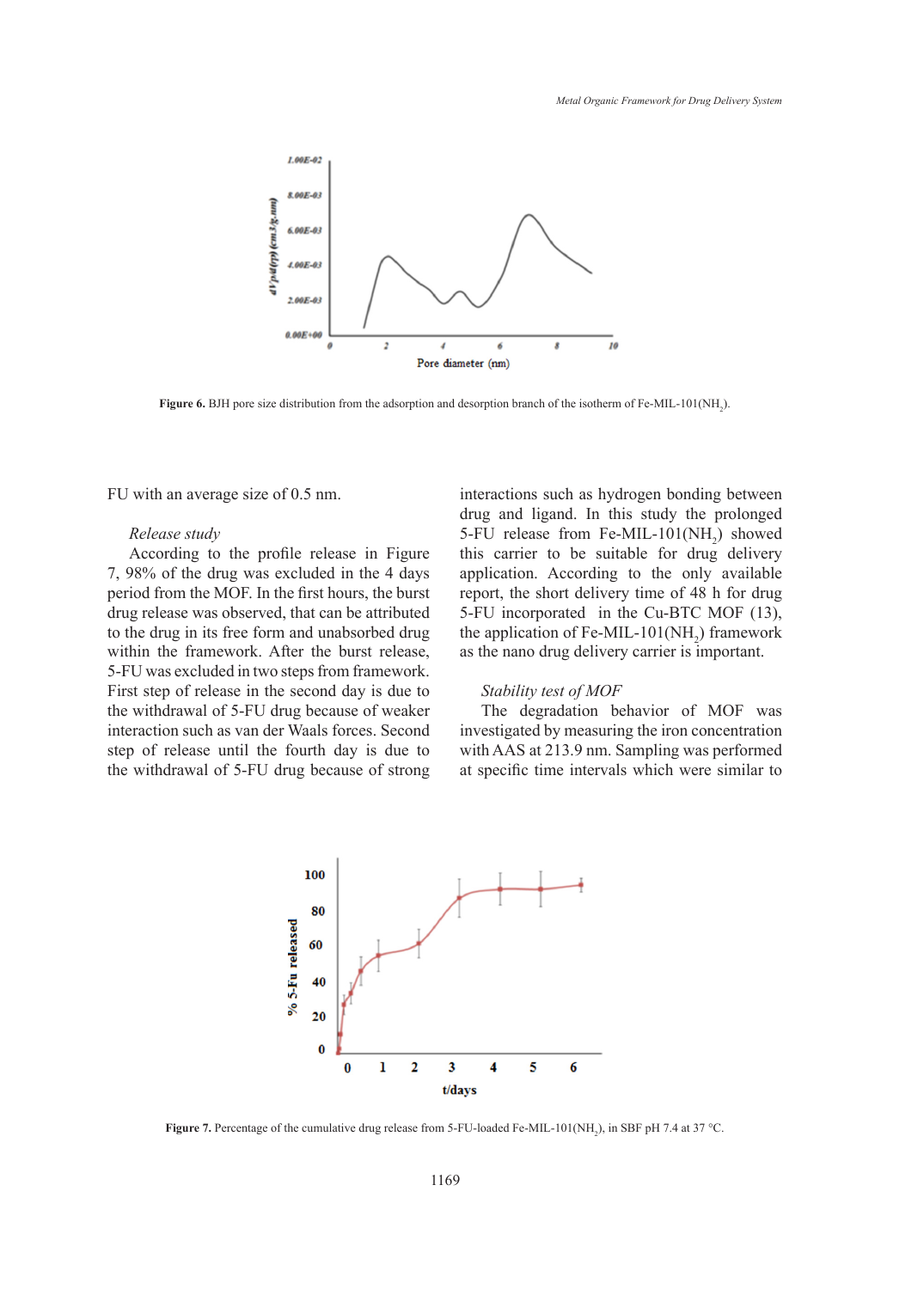Figure 6. BJH pore size distribution from the adsorption and desorption branch of the isotherm of Fe-MIL-101($NH_2$).

FU with an average size of 0.5 nm.

*Release study*

According to the profile release in Figure 7, 98% of the drug was excluded in the 4 days period from the MOF. In the first hours, the burst drug release was observed, that can be attributed to the drug in its free form and unabsorbed drug within the framework. After the burst release, 5-FU was excluded in two steps from framework. First step of release in the second day is due to the withdrawal of 5-FU drug because of weaker interaction such as van der Waals forces. Second step of release until the fourth day is due to the withdrawal of 5-FU drug because of strong interactions such as hydrogen bonding between drug and ligand. In this study the prolonged 5-FU release from Fe-MIL-101($NH_2$) showed this carrier to be suitable for drug delivery application. According to the only available report, the short delivery time of 48 h for drug 5-FU incorporated in the Cu-BTC MOF (13), the application of Fe-MIL-101($NH_2$) framework as the nano drug delivery carrier is important.

*Stability test of MOF*

The degradation behavior of MOF was investigated by measuring the iron concentration with AAS at 213.9 nm. Sampling was performed at specific time intervals which were similar to

Figure 7. Percentage of the cumulative drug release from 5-FU-loaded Fe-MIL-101($NH_2$), in SBF pH 7.4 at 37 °C.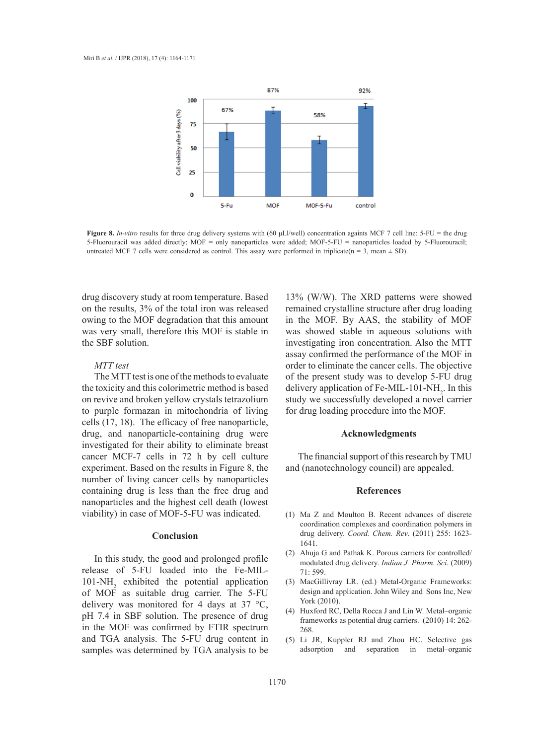Figure 8. *In-vitro* results for three drug delivery systems with (60 µLl/well) concentration againts MCF 7 cell line: 5-FU = the drug 5-Fluorouracil was added directly; MOF = only nanoparticles were added; MOF-5-FU = nanoparticles loaded by 5-Fluorouracil; untreated MCF 7 cells were considered as control. This assay were performed in triplicate(n = 3, mean ± SD).

drug discovery study at room temperature. Based on the results, 3% of the total iron was released owing to the MOF degradation that this amount was very small, therefore this MOF is stable in the SBF solution.

*MTT test*

The MTT test is one of the methods to evaluate the toxicity and this colorimetric method is based on revive and broken yellow crystals tetrazolium to purple formazan in mitochondria of living cells (17, 18). The efficacy of free nanoparticle, drug, and nanoparticle-containing drug were investigated for their ability to eliminate breast cancer MCF-7 cells in 72 h by cell culture experiment. Based on the results in Figure 8, the number of living cancer cells by nanoparticles containing drug is less than the freee drug and nanoparticles and the highest cell death (lowest viability) in case of MOF-5-FU was indicated.

## Conclusion

In this study, the good and prolonged profile release of 5-FU loaded into the Fe-MIL-101-$NH_2$ exhibited the potential application of MOF as suitable drug carrier. The 5-FU delivery was monitored for 4 days at 37 °C, pH 7.4 in SBF solution. The presence of drug in the MOF was confirmed by FTIR spectrum and TGA analysis. The 5-FU drug content in samples was determined by TGA analysis to be 13% (W/W). The XRD patterns were showed remained crystalline structure after drug loading in the MOF. By AAS, the stability of MOF was showed stable in aqueous solutions with investigating iron concentration. Also the MTT assay confirmed the performance of the MOF in order to eliminate the cancer cells. The objective of the present study was to develop 5-FU drug delivery application of Fe-MIL-101-$NH_2$. In this study we successfully developed a novel carrier for drug loading procedure into the MOF.

## Acknowledgments

The financial support of this research by TMU and (nanotechnology council) are appealed.

## References

(1) Ma Z and Moulton B. Recent advances of discrete coordination complexes and coordination polymers in drug delivery. *Coord. Chem. Rev.* (2011) 255: 1623-1641.

(2) Ahuja G and Pathak K. Porous carriers for controlled/ modulated drug delivery. *Indian J. Pharm. Sci.* (2009) 71: 599.

(3) MacGillivray LR. (ed.) Metal-Organic Frameworks: design and application. John Wiley and Sons Inc, New York (2010).

(4) Huxford RC, Della Rocca J and Lin W. Metal–organic frameworks as potential drug carriers. (2010) 14: 262-268.

(5) Li JR, Kuppler RJ and Zhou HC. Selective gas adsorption and separation in metal–organic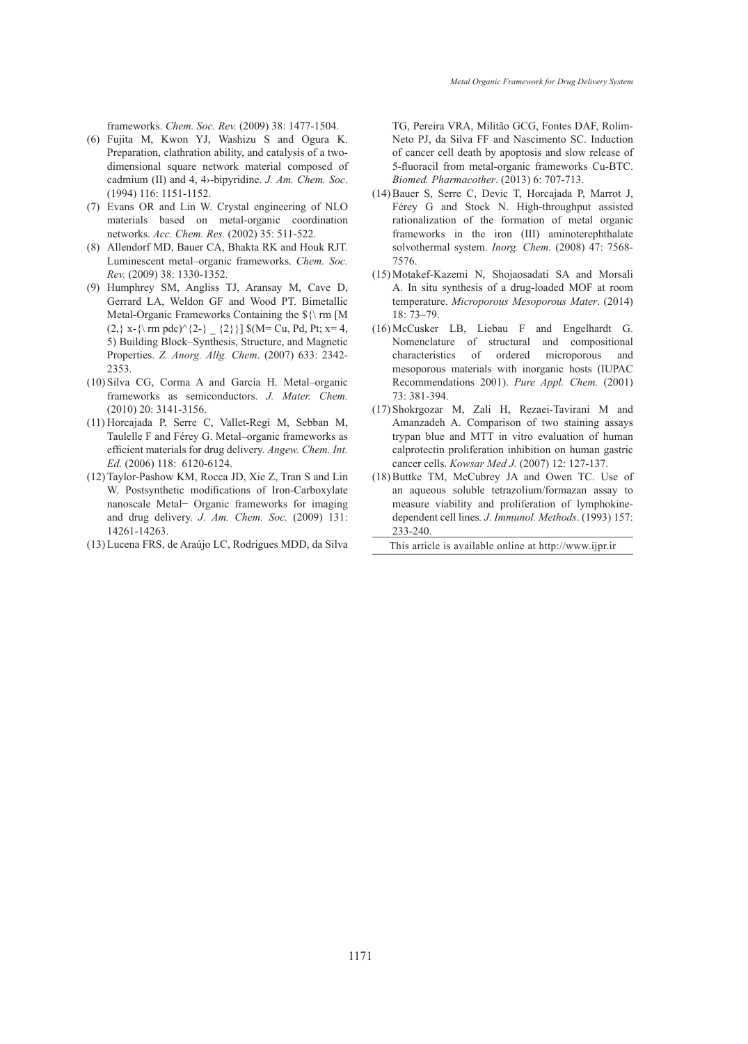frameworks. *Chem. Soc. Rev.* (2009) 38: 1477-1504.

(6) Fujita M, Kwon YJ, Washizu S and Ogura K. Preparation, clathration ability, and catalysis of a two-dimensional square network material composed of cadmium (II) and 4, 4›-bipyridine. *J. Am. Chem. Soc*. (1994) 116: 1151-1152.

(7) Evans OR and Lin W. Crystal engineering of NLO materials based on metal-organic coordination networks. *Acc. Chem. Res.* (2002) 35: 511-522.

(8) Allendorf MD, Bauer CA, Bhakta RK and Houk RJT. Luminescent metal–organic frameworks. *Chem. Soc. Rev.* (2009) 38: 1330-1352.

(9) Humphrey SM, Angliss TJ, Aransay M, Cave D, Gerrard LA, Weldon GF and Wood PT. Bimetallic Metal-Organic Frameworks Containing the ${\ rm [M (2,} x-{\ rm pdc)^{2-} _ {2}}] $(M= Cu, Pd, Pt; x= 4, 5) Building Block–Synthesis, Structure, and Magnetic Properties. *Z. Anorg. Allg. Chem*. (2007) 633: 2342-2353.

(10) Silva CG, Corma A and García H. Metal–organic frameworks as semiconductors. *J. Mater. Chem.* (2010) 20: 3141-3156.

(11) Horcajada P, Serre C, Vallet-Regí M, Sebban M, Taulelle F and Férey G. Metal–organic frameworks as efficient materials for drug delivery. *Angew. Chem. Int. Ed.* (2006) 118: 6120-6124.

(12) Taylor-Pashow KM, Rocca JD, Xie Z, Tran S and Lin W. Postsynthetic modifications of Iron-Carboxylate nanoscale Metal− Organic frameworks for imaging and drug delivery. *J. Am. Chem. Soc.* (2009) 131: 14261-14263.

(13) Lucena FRS, de Araújo LC, Rodrigues MDD, da Silva TG, Pereira VRA, Militão GCG, Fontes DAF, Rolim-Neto PJ, da Silva FF and Nascimento SC. Induction of cancer cell death by apoptosis and slow release of 5-fluoracil from metal-organic frameworks Cu-BTC. *Biomed. Pharmacother*. (2013) 6: 707-713.

(14) Bauer S, Serre C, Devic T, Horcajada P, Marrot J, Férey G and Stock N. High-throughput assisted rationalization of the formation of metal organic frameworks in the iron (III) aminoterephthalate solvothermal system. *Inorg. Chem.* (2008) 47: 7568-7576.

(15) Motakef-Kazemi N, Shojaosadati SA and Morsali A. In situ synthesis of a drug-loaded MOF at room temperature. *Microporous Mesoporous Mater*. (2014) 18: 73–79.

(16) McCusker LB, Liebau F and Engelhardt G. Nomenclature of structural and compositional characteristics of ordered microporous and mesoporous materials with inorganic hosts (IUPAC Recommendations 2001). *Pure Appl. Chem.* (2001) 73: 381-394.

(17) Shokrgozar M, Zali H, Rezaei-Tavirani M and Amanzadeh A. Comparison of two staining assays trypan blue and MTT in vitro evaluation of human calprotectin proliferation inhibition on human gastric cancer cells. *Kowsar Med J.* (2007) 12: 127-137.

(18) Buttke TM, McCubrey JA and Owen TC. Use of an aqueous soluble tetrazolium/formazan assay to measure viability and proliferation of lymphokine-dependent cell lines. *J. Immunol. Methods*. (1993) 157: 233-240.

This article is available online at http://www.ijpr.ir